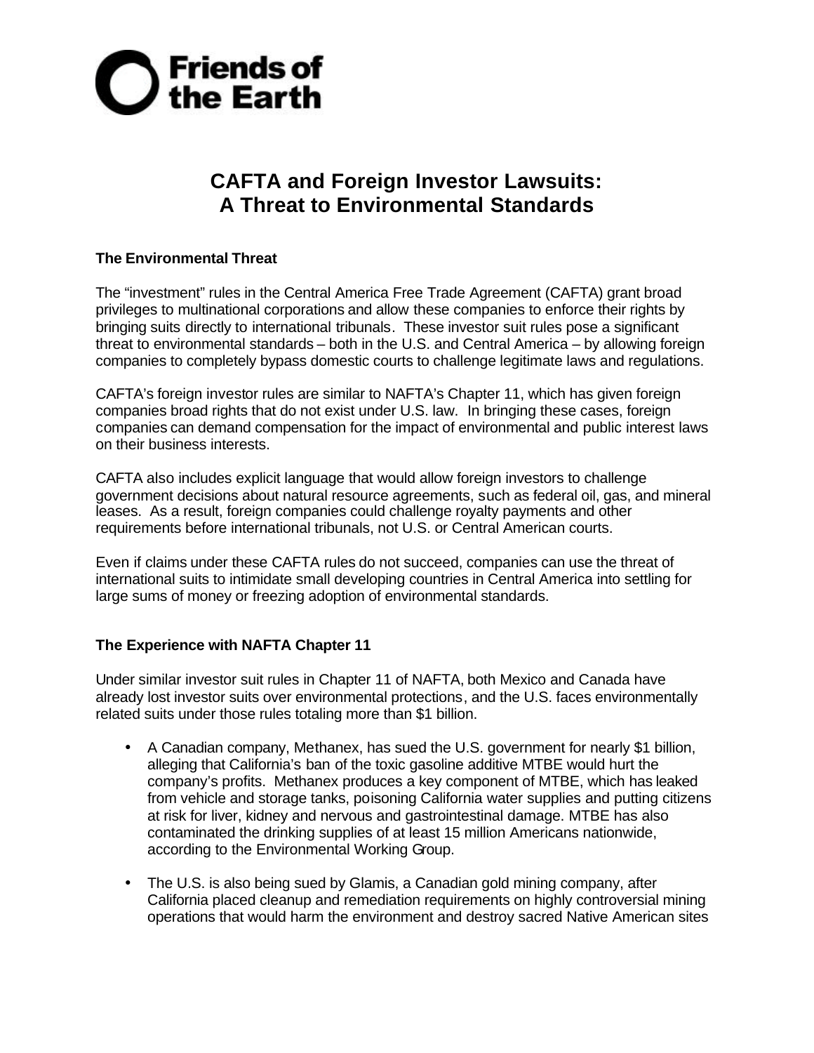**Friends of the Earth**

# CAFTA and Foreign Investor Lawsuits: A Threat to Environmental Standards

### The Environmental Threat

The “investment” rules in the Central America Free Trade Agreement (CAFTA) grant broad privileges to multinational corporations and allow these companies to enforce their rights by bringing suits directly to international tribunals. These investor suit rules pose a significant threat to environmental standards – both in the U.S. and Central America – by allowing foreign companies to completely bypass domestic courts to challenge legitimate laws and regulations.

CAFTA’s foreign investor rules are similar to NAFTA’s Chapter 11, which has given foreign companies broad rights that do not exist under U.S. law. In bringing these cases, foreign companies can demand compensation for the impact of environmental and public interest laws on their business interests.

CAFTA also includes explicit language that would allow foreign investors to challenge government decisions about natural resource agreements, such as federal oil, gas, and mineral leases. As a result, foreign companies could challenge royalty payments and other requirements before international tribunals, not U.S. or Central American courts.

Even if claims under these CAFTA rules do not succeed, companies can use the threat of international suits to intimidate small developing countries in Central America into settling for large sums of money or freezing adoption of environmental standards.

### The Experience with NAFTA Chapter 11

Under similar investor suit rules in Chapter 11 of NAFTA, both Mexico and Canada have already lost investor suits over environmental protections, and the U.S. faces environmentally related suits under those rules totaling more than $1 billion.

- A Canadian company, Methanex, has sued the U.S. government for nearly $1 billion, alleging that California’s ban of the toxic gasoline additive MTBE would hurt the company’s profits. Methanex produces a key component of MTBE, which has leaked from vehicle and storage tanks, poisoning California water supplies and putting citizens at risk for liver, kidney and nervous and gastrointestinal damage. MTBE has also contaminated the drinking supplies of at least 15 million Americans nationwide, according to the Environmental Working Group.
- The U.S. is also being sued by Glamis, a Canadian gold mining company, after California placed cleanup and remediation requirements on highly controversial mining operations that would harm the environment and destroy sacred Native American sites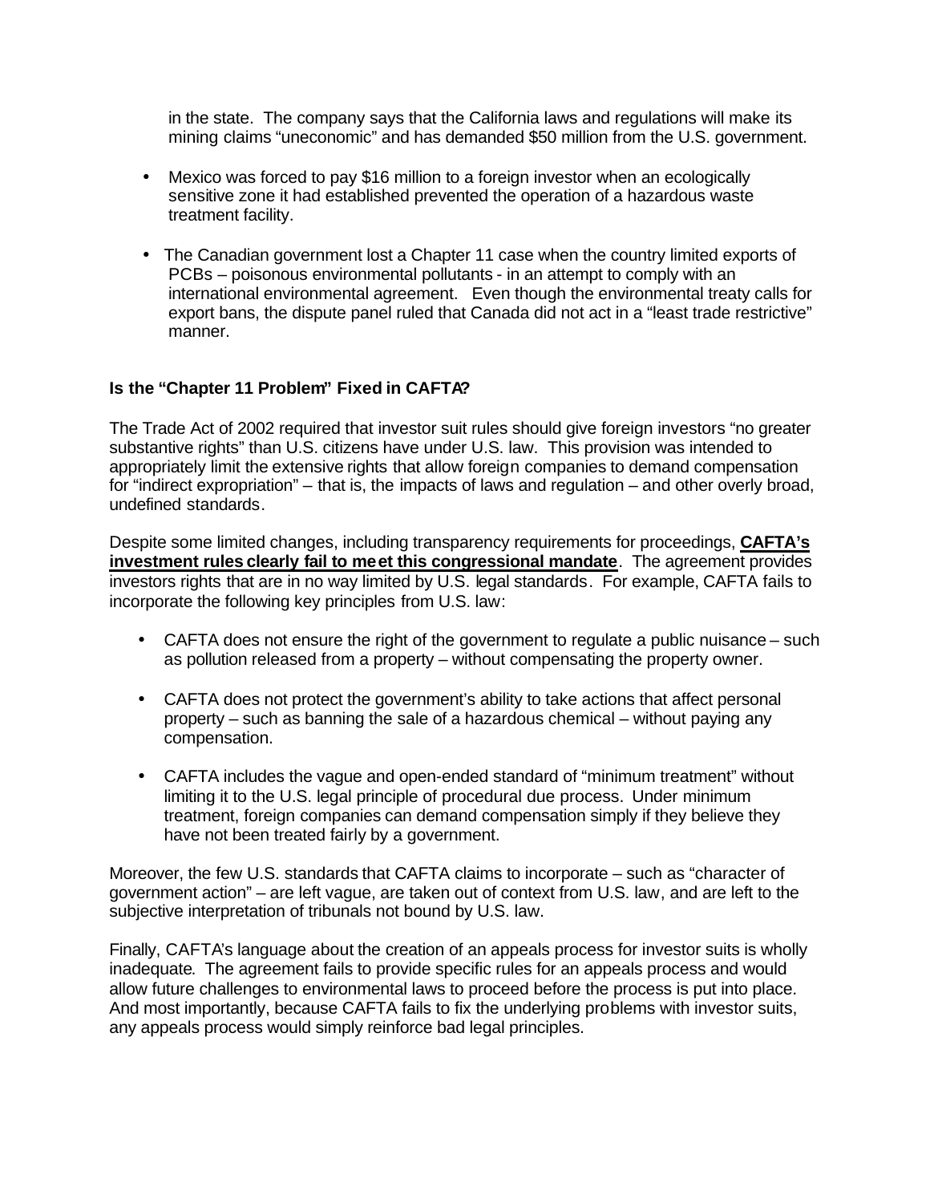in the state. The company says that the California laws and regulations will make its mining claims "uneconomic" and has demanded $50 million from the U.S. government.

- Mexico was forced to pay $16 million to a foreign investor when an ecologically sensitive zone it had established prevented the operation of a hazardous waste treatment facility.
- The Canadian government lost a Chapter 11 case when the country limited exports of PCBs – poisonous environmental pollutants - in an attempt to comply with an international environmental agreement. Even though the environmental treaty calls for export bans, the dispute panel ruled that Canada did not act in a "least trade restrictive" manner.

**Is the "Chapter 11 Problem" Fixed in CAFTA?**

The Trade Act of 2002 required that investor suit rules should give foreign investors "no greater substantive rights" than U.S. citizens have under U.S. law. This provision was intended to appropriately limit the extensive rights that allow foreign companies to demand compensation for "indirect expropriation" – that is, the impacts of laws and regulation – and other overly broad, undefined standards.

Despite some limited changes, including transparency requirements for proceedings, **CAFTA's investment rules clearly fail to meet this congressional mandate**. The agreement provides investors rights that are in no way limited by U.S. legal standards. For example, CAFTA fails to incorporate the following key principles from U.S. law:

- CAFTA does not ensure the right of the government to regulate a public nuisance – such as pollution released from a property – without compensating the property owner.
- CAFTA does not protect the government's ability to take actions that affect personal property – such as banning the sale of a hazardous chemical – without paying any compensation.
- CAFTA includes the vague and open-ended standard of "minimum treatment" without limiting it to the U.S. legal principle of procedural due process. Under minimum treatment, foreign companies can demand compensation simply if they believe they have not been treated fairly by a government.

Moreover, the few U.S. standards that CAFTA claims to incorporate – such as "character of government action" – are left vague, are taken out of context from U.S. law, and are left to the subjective interpretation of tribunals not bound by U.S. law.

Finally, CAFTA's language about the creation of an appeals process for investor suits is wholly inadequate. The agreement fails to provide specific rules for an appeals process and would allow future challenges to environmental laws to proceed before the process is put into place. And most importantly, because CAFTA fails to fix the underlying problems with investor suits, any appeals process would simply reinforce bad legal principles.